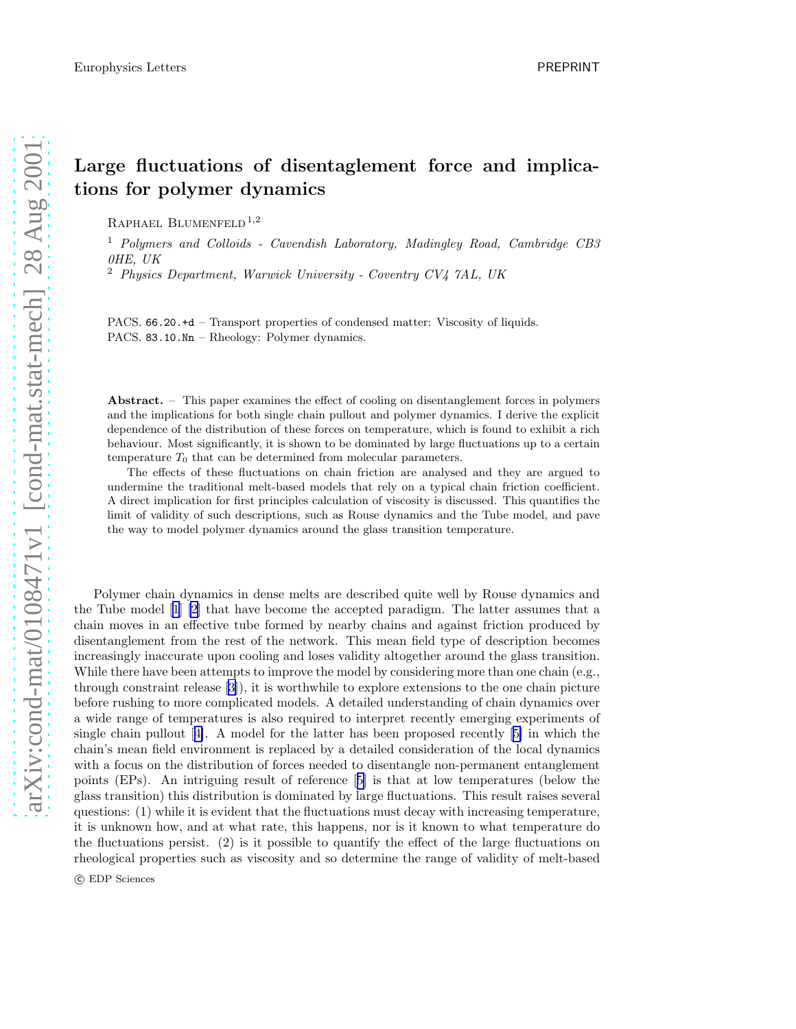# Large fluctuations of disentaglement force and implications for polymer dynamics

Raphael Blumenfeld[1,2]

[1] *Polymers and Colloids - Cavendish Laboratory, Madingley Road, Cambridge CB3 0HE, UK*

[2] *Physics Department, Warwick University - Coventry CV4 7AL, UK*

PACS. 66.20.+d – Transport properties of condensed matter: Viscosity of liquids.
PACS. 83.10.Nn – Rheology: Polymer dynamics.

**Abstract.** – This paper examines the effect of cooling on disentanglement forces in polymers and the implications for both single chain pullout and polymer dynamics. I derive the explicit dependence of the distribution of these forces on temperature, which is found to exhibit a rich behaviour. Most significantly, it is shown to be dominated by large fluctuations up to a certain temperature $T_0$ that can be determined from molecular parameters.

The effects of these fluctuations on chain friction are analysed and they are argued to undermine the traditional melt-based models that rely on a typical chain friction coefficient. A direct implication for first principles calculation of viscosity is discussed. This quantifies the limit of validity of such descriptions, such as Rouse dynamics and the Tube model, and pave the way to model polymer dynamics around the glass transition temperature.

Polymer chain dynamics in dense melts are described quite well by Rouse dynamics and the Tube model [1] [2] that have become the accepted paradigm. The latter assumes that a chain moves in an effective tube formed by nearby chains and against friction produced by disentanglement from the rest of the network. This mean field type of description becomes increasingly inaccurate upon cooling and loses validity altogether around the glass transition. While there have been attempts to improve the model by considering more than one chain (e.g., through constraint release [3]), it is worthwhile to explore extensions to the one chain picture before rushing to more complicated models. A detailed understanding of chain dynamics over a wide range of temperatures is also required to interpret recently emerging experiments of single chain pullout [4]. A model for the latter has been proposed recently [5] in which the chain's mean field environment is replaced by a detailed consideration of the local dynamics with a focus on the distribution of forces needed to disentangle non-permanent entanglement points (EPs). An intriguing result of reference [5] is that at low temperatures (below the glass transition) this distribution is dominated by large fluctuations. This result raises several questions: (1) while it is evident that the fluctuations must decay with increasing temperature, it is unknown how, and at what rate, this happens, nor is it known to what temperature do the fluctuations persist. (2) is it possible to quantify the effect of the large fluctuations on rheological properties such as viscosity and so determine the range of validity of melt-based

© EDP Sciences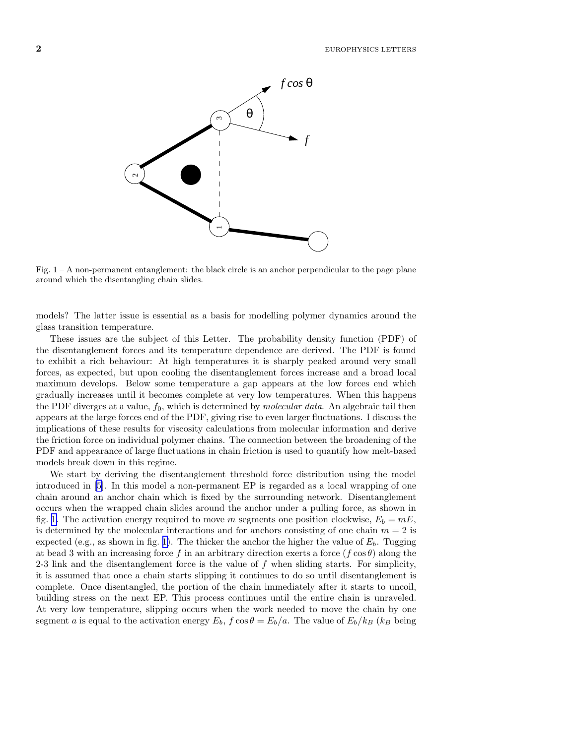Fig. 1 – A non-permanent entanglement: the black circle is an anchor perpendicular to the page plane around which the disentangling chain slides.

models? The latter issue is essential as a basis for modelling polymer dynamics around the glass transition temperature.

These issues are the subject of this Letter. The probability density function (PDF) of the disentanglement forces and its temperature dependence are derived. The PDF is found to exhibit a rich behaviour: At high temperatures it is sharply peaked around very small forces, as expected, but upon cooling the disentanglement forces increase and a broad local maximum develops. Below some temperature a gap appears at the low forces end which gradually increases until it becomes complete at very low temperatures. When this happens the PDF diverges at a value, $f_0$, which is determined by *molecular data*. An algebraic tail then appears at the large forces end of the PDF, giving rise to even larger fluctuations. I discuss the implications of these results for viscosity calculations from molecular information and derive the friction force on individual polymer chains. The connection between the broadening of the PDF and appearance of large fluctuations in chain friction is used to quantify how melt-based models break down in this regime.

We start by deriving the disentanglement threshold force distribution using the model introduced in [5]. In this model a non-permanent EP is regarded as a local wrapping of one chain around an anchor chain which is fixed by the surrounding network. Disentanglement occurs when the wrapped chain slides around the anchor under a pulling force, as shown in fig. 1. The activation energy required to move $m$ segments one position clockwise, $E_b = mE$, is determined by the molecular interactions and for anchors consisting of one chain $m = 2$ is expected (e.g., as shown in fig. 1). The thicker the anchor the higher the value of $E_b$. Tugging at bead 3 with an increasing force $f$ in an arbitrary direction exerts a force $(f \cos\theta)$ along the 2-3 link and the disentanglement force is the value of $f$ when sliding starts. For simplicity, it is assumed that once a chain starts slipping it continues to do so until disentanglement is complete. Once disentangled, the portion of the chain immediately after it starts to uncoil, building stress on the next EP. This process continues until the entire chain is unraveled. At very low temperature, slipping occurs when the work needed to move the chain by one segment $a$ is equal to the activation energy $E_b$, $f \cos\theta = E_b/a$. The value of $E_b/k_B$ ($k_B$ being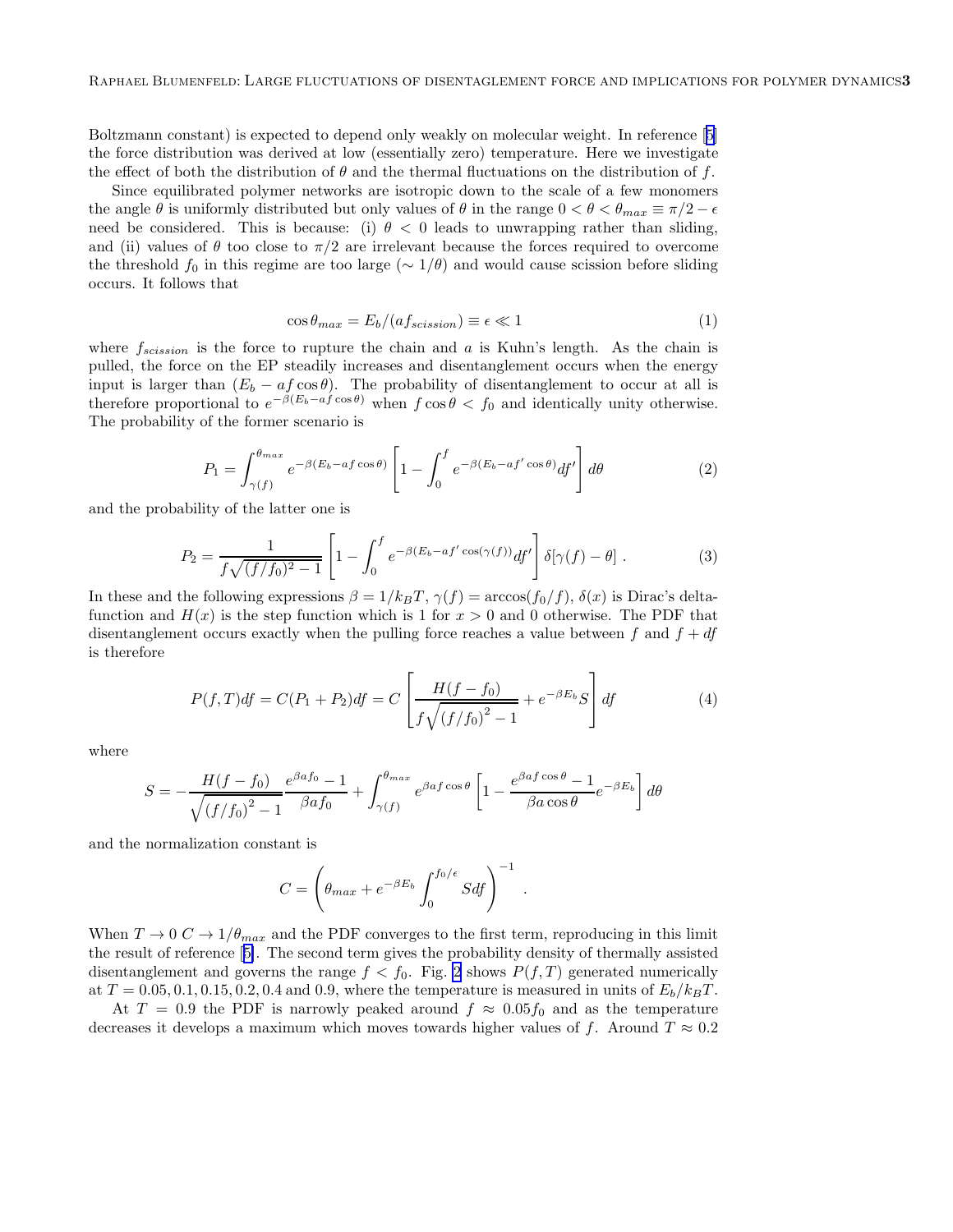Boltzmann constant) is expected to depend only weakly on molecular weight. In reference [5] the force distribution was derived at low (essentially zero) temperature. Here we investigate the effect of both the distribution of $\theta$ and the thermal fluctuations on the distribution of $f$.

Since equilibrated polymer networks are isotropic down to the scale of a few monomers the angle $\theta$ is uniformly distributed but only values of $\theta$ in the range $0 < \theta < \theta_{max} \equiv \pi/2 - \epsilon$ need be considered. This is because: (i) $\theta < 0$ leads to unwrapping rather than sliding, and (ii) values of $\theta$ too close to $\pi/2$ are irrelevant because the forces required to overcome the threshold $f_0$ in this regime are too large ($\sim 1/\theta$) and would cause scission before sliding occurs. It follows that

$$\cos\theta_{max} = E_b/(af_{scission}) \equiv \epsilon \ll 1 \tag{1}$$

where $f_{scission}$ is the force to rupture the chain and $a$ is Kuhn's length. As the chain is pulled, the force on the EP steadily increases and disentanglement occurs when the energy input is larger than $(E_b - af\cos\theta)$. The probability of disentanglement to occur at all is therefore proportional to $e^{-\beta(E_b - af\cos\theta)}$ when $f\cos\theta < f_0$ and identically unity otherwise. The probability of the former scenario is

$$P_1 = \int_{\gamma(f)}^{\theta_{max}} e^{-\beta(E_b - af\cos\theta)} \left[1 - \int_0^f e^{-\beta(E_b - af'\cos\theta)} df'\right] d\theta \tag{2}$$

and the probability of the latter one is

$$P_2 = \frac{1}{f\sqrt{(f/f_0)^2 - 1}} \left[1 - \int_0^f e^{-\beta(E_b - af'\cos(\gamma(f)))} df'\right] \delta[\gamma(f) - \theta] \ . \tag{3}$$

In these and the following expressions $\beta = 1/k_BT$, $\gamma(f) = \arccos(f_0/f)$, $\delta(x)$ is Dirac's delta-function and $H(x)$ is the step function which is 1 for $x > 0$ and 0 otherwise. The PDF that disentanglement occurs exactly when the pulling force reaches a value between $f$ and $f + df$ is therefore

$$P(f,T)df = C(P_1 + P_2)df = C\left[\frac{H(f - f_0)}{f\sqrt{(f/f_0)^2 - 1}} + e^{-\beta E_b} S\right] df \tag{4}$$

where

$$S = -\frac{H(f - f_0)}{\sqrt{(f/f_0)^2 - 1}} \frac{e^{\beta af_0} - 1}{\beta af_0} + \int_{\gamma(f)}^{\theta_{max}} e^{\beta af\cos\theta}\left[1 - \frac{e^{\beta af\cos\theta} - 1}{\beta a\cos\theta} e^{-\beta E_b}\right] d\theta$$

and the normalization constant is

$$C = \left(\theta_{max} + e^{-\beta E_b}\int_0^{f_0/\epsilon} S df\right)^{-1} \ .$$

When $T \to 0$ $C \to 1/\theta_{max}$ and the PDF converges to the first term, reproducing in this limit the result of reference [5]. The second term gives the probability density of thermally assisted disentanglement and governs the range $f < f_0$. Fig. 2 shows $P(f,T)$ generated numerically at $T = 0.05, 0.1, 0.15, 0.2, 0.4$ and $0.9$, where the temperature is measured in units of $E_b/k_BT$.

At $T = 0.9$ the PDF is narrowly peaked around $f \approx 0.05f_0$ and as the temperature decreases it develops a maximum which moves towards higher values of $f$. Around $T \approx 0.2$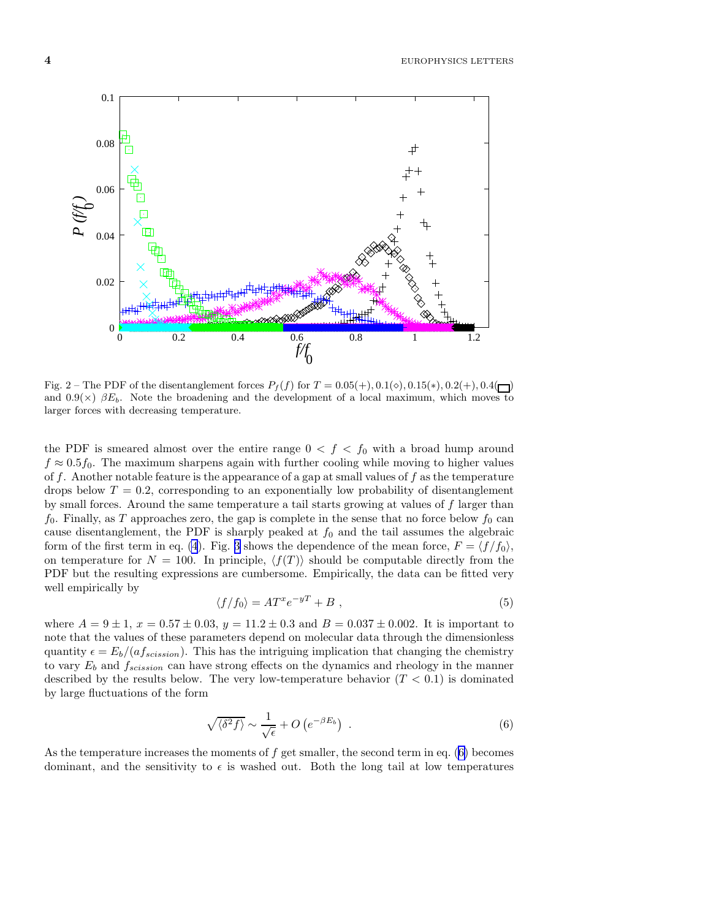Fig. 2 – The PDF of the disentanglement forces $P_f(f)$ for $T = 0.05(+), 0.1(\diamond), 0.15(*), 0.2(+), 0.4(\square)$ and $0.9(\times)$ $\beta E_b$. Note the broadening and the development of a local maximum, which moves to larger forces with decreasing temperature.

the PDF is smeared almost over the entire range $0 < f < f_0$ with a broad hump around $f \approx 0.5 f_0$. The maximum sharpens again with further cooling while moving to higher values of $f$. Another notable feature is the appearance of a gap at small values of $f$ as the temperature drops below $T = 0.2$, corresponding to an exponentially low probability of disentanglement by small forces. Around the same temperature a tail starts growing at values of $f$ larger than $f_0$. Finally, as $T$ approaches zero, the gap is complete in the sense that no force below $f_0$ can cause disentanglement, the PDF is sharply peaked at $f_0$ and the tail assumes the algebraic form of the first term in eq. (4). Fig. 3 shows the dependence of the mean force, $F = \langle f/f_0 \rangle$, on temperature for $N = 100$. In principle, $\langle f(T) \rangle$ should be computable directly from the PDF but the resulting expressions are cumbersome. Empirically, the data can be fitted very well empirically by

$$\langle f/f_0 \rangle = A T^x e^{-yT} + B \ , \tag{5}$$

where $A = 9 \pm 1$, $x = 0.57 \pm 0.03$, $y = 11.2 \pm 0.3$ and $B = 0.037 \pm 0.002$. It is important to note that the values of these parameters depend on molecular data through the dimensionless quantity $\epsilon = E_b/(a f_{scission})$. This has the intriguing implication that changing the chemistry to vary $E_b$ and $f_{scission}$ can have strong effects on the dynamics and rheology in the manner described by the results below. The very low-temperature behavior ($T < 0.1$) is dominated by large fluctuations of the form

$$\sqrt{\langle \delta^2 f \rangle} \sim \frac{1}{\sqrt{\epsilon}} + O\left(e^{-\beta E_b}\right) \ . \tag{6}$$

As the temperature increases the moments of $f$ get smaller, the second term in eq. (6) becomes dominant, and the sensitivity to $\epsilon$ is washed out. Both the long tail at low temperatures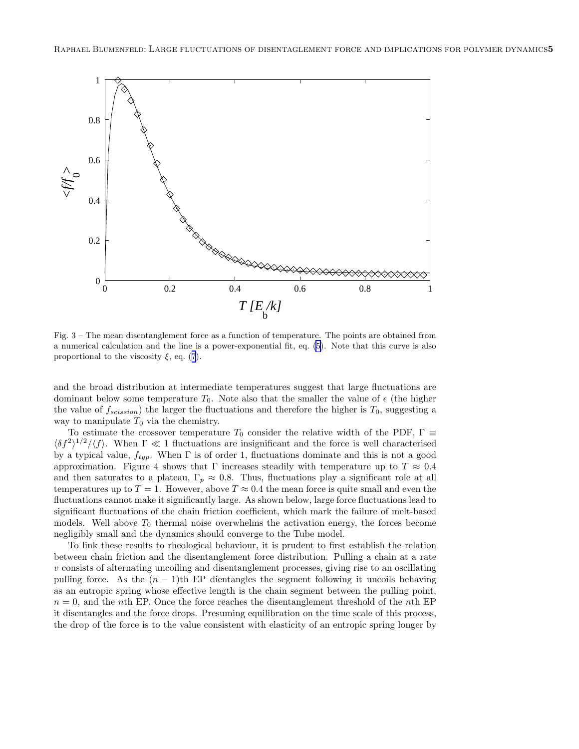Fig. 3 – The mean disentanglement force as a function of temperature. The points are obtained from a numerical calculation and the line is a power-exponential fit, eq. (5). Note that this curve is also proportional to the viscosity $\xi$, eq. (7).

and the broad distribution at intermediate temperatures suggest that large fluctuations are dominant below some temperature $T_0$. Note also that the smaller the value of $\epsilon$ (the higher the value of $f_{scission}$) the larger the fluctuations and therefore the higher is $T_0$, suggesting a way to manipulate $T_0$ via the chemistry.

To estimate the crossover temperature $T_0$ consider the relative width of the PDF, $\Gamma \equiv \langle \delta f^2 \rangle^{1/2} / \langle f \rangle$. When $\Gamma \ll 1$ fluctuations are insignificant and the force is well characterised by a typical value, $f_{typ}$. When $\Gamma$ is of order 1, fluctuations dominate and this is not a good approximation. Figure 4 shows that $\Gamma$ increases steadily with temperature up to $T \approx 0.4$ and then saturates to a plateau, $\Gamma_p \approx 0.8$. Thus, fluctuations play a significant role at all temperatures up to $T = 1$. However, above $T \approx 0.4$ the mean force is quite small and even the fluctuations cannot make it significantly large. As shown below, large force fluctuations lead to significant fluctuations of the chain friction coefficient, which mark the failure of melt-based models. Well above $T_0$ thermal noise overwhelms the activation energy, the forces become negligibly small and the dynamics should converge to the Tube model.

To link these results to rheological behaviour, it is prudent to first establish the relation between chain friction and the disentanglement force distribution. Pulling a chain at a rate $v$ consists of alternating uncoiling and disentanglement processes, giving rise to an oscillating pulling force. As the $(n-1)$th EP dientangles the segment following it uncoils behaving as an entropic spring whose effective length is the chain segment between the pulling point, $n = 0$, and the $n$th EP. Once the force reaches the disentanglement threshold of the $n$th EP it disentangles and the force drops. Presuming equilibration on the time scale of this process, the drop of the force is to the value consistent with elasticity of an entropic spring longer by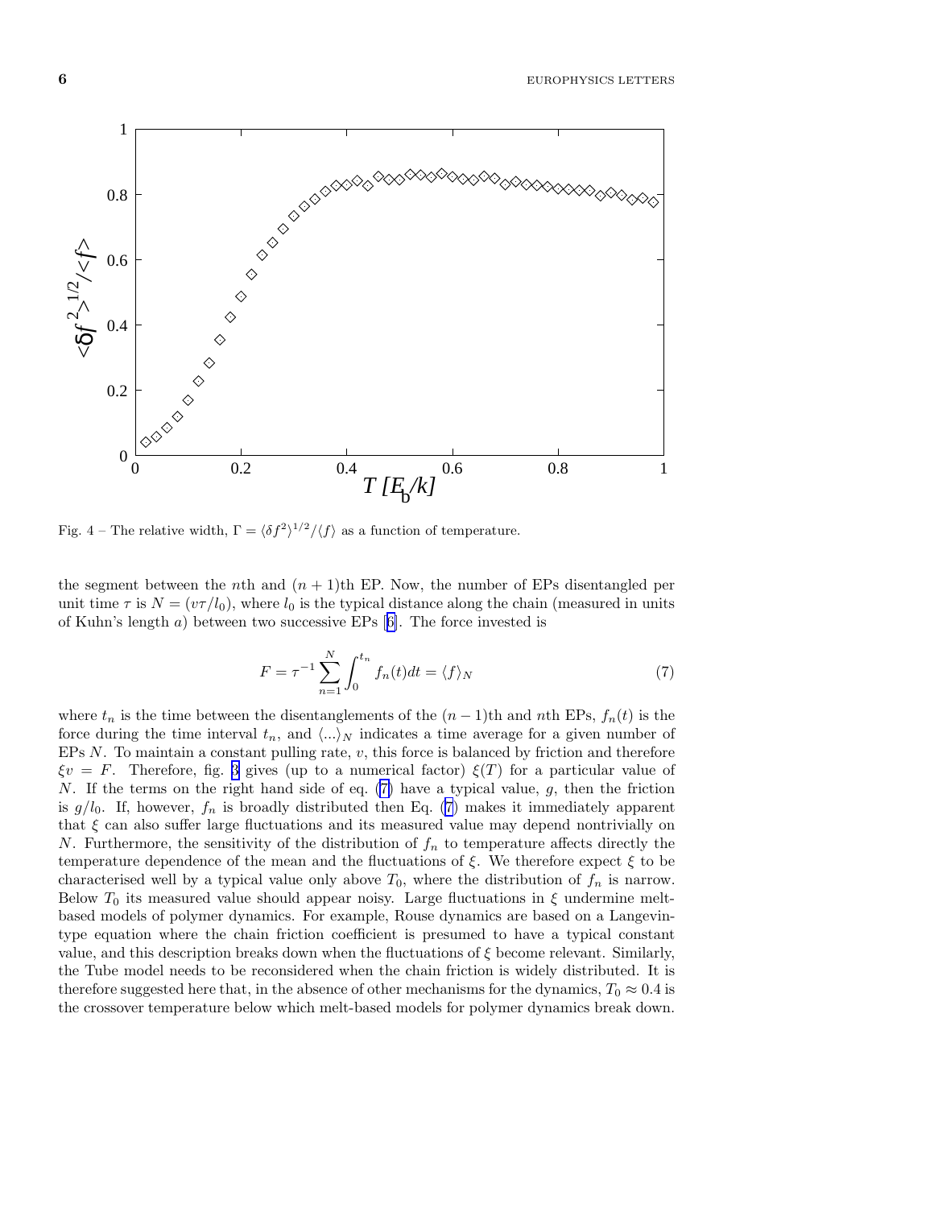Fig. 4 – The relative width, $\Gamma = \langle \delta f^2 \rangle^{1/2} / \langle f \rangle$ as a function of temperature.

the segment between the $n$th and $(n+1)$th EP. Now, the number of EPs disentangled per unit time $\tau$ is $N = (v\tau/l_0)$, where $l_0$ is the typical distance along the chain (measured in units of Kuhn's length $a$) between two successive EPs [6]. The force invested is

$$F = \tau^{-1} \sum_{n=1}^{N} \int_0^{t_n} f_n(t) dt = \langle f \rangle_N \tag{7}$$

where $t_n$ is the time between the disentanglements of the $(n-1)$th and $n$th EPs, $f_n(t)$ is the force during the time interval $t_n$, and $\langle ... \rangle_N$ indicates a time average for a given number of EPs $N$. To maintain a constant pulling rate, $v$, this force is balanced by friction and therefore $\xi v = F$. Therefore, fig. 3 gives (up to a numerical factor) $\xi(T)$ for a particular value of $N$. If the terms on the right hand side of eq. (7) have a typical value, $g$, then the friction is $g/l_0$. If, however, $f_n$ is broadly distributed then Eq. (7) makes it immediately apparent that $\xi$ can also suffer large fluctuations and its measured value may depend nontrivially on $N$. Furthermore, the sensitivity of the distribution of $f_n$ to temperature affects directly the temperature dependence of the mean and the fluctuations of $\xi$. We therefore expect $\xi$ to be characterised well by a typical value only above $T_0$, where the distribution of $f_n$ is narrow. Below $T_0$ its measured value should appear noisy. Large fluctuations in $\xi$ undermine melt-based models of polymer dynamics. For example, Rouse dynamics are based on a Langevin-type equation where the chain friction coefficient is presumed to have a typical constant value, and this description breaks down when the fluctuations of $\xi$ become relevant. Similarly, the Tube model needs to be reconsidered when the chain friction is widely distributed. It is therefore suggested here that, in the absence of other mechanisms for the dynamics, $T_0 \approx 0.4$ is the crossover temperature below which melt-based models for polymer dynamics break down.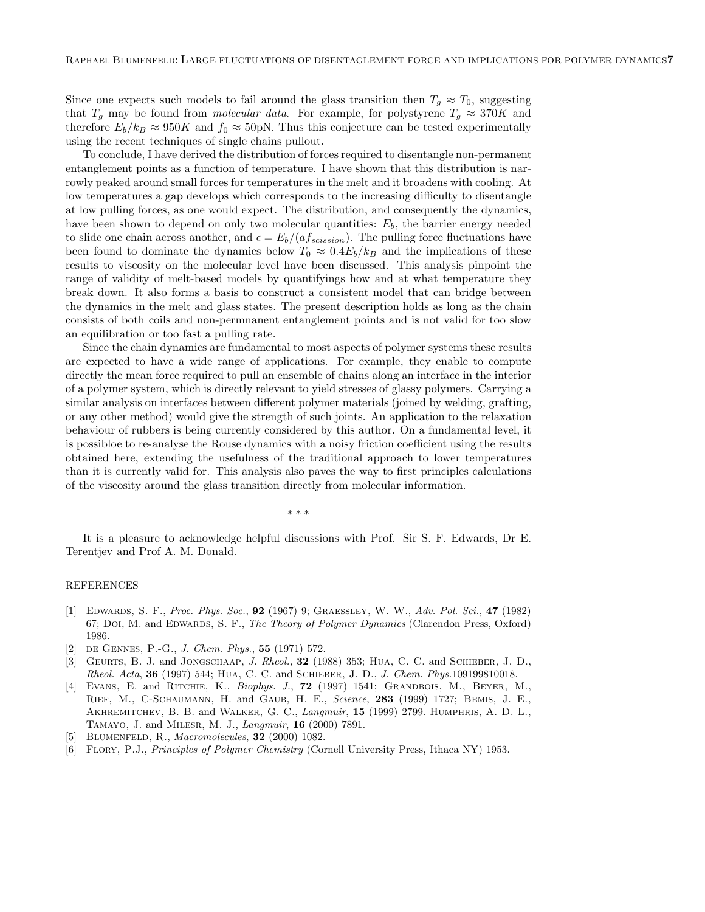Since one expects such models to fail around the glass transition then $T_g \approx T_0$, suggesting that $T_g$ may be found from *molecular data*. For example, for polystyrene $T_g \approx 370K$ and therefore $E_b/k_B \approx 950K$ and $f_0 \approx 50$pN. Thus this conjecture can be tested experimentally using the recent techniques of single chains pullout.

To conclude, I have derived the distribution of forces required to disentangle non-permanent entanglement points as a function of temperature. I have shown that this distribution is narrowly peaked around small forces for temperatures in the melt and it broadens with cooling. At low temperatures a gap develops which corresponds to the increasing difficulty to disentangle at low pulling forces, as one would expect. The distribution, and consequently the dynamics, have been shown to depend on only two molecular quantities: $E_b$, the barrier energy needed to slide one chain across another, and $\epsilon = E_b/(af_{scission})$. The pulling force fluctuations have been found to dominate the dynamics below $T_0 \approx 0.4E_b/k_B$ and the implications of these results to viscosity on the molecular level have been discussed. This analysis pinpoint the range of validity of melt-based models by quantifyings how and at what temperature they break down. It also forms a basis to construct a consistent model that can bridge between the dynamics in the melt and glass states. The present description holds as long as the chain consists of both coils and non-permnanent entanglement points and is not valid for too slow an equilibration or too fast a pulling rate.

Since the chain dynamics are fundamental to most aspects of polymer systems these results are expected to have a wide range of applications. For example, they enable to compute directly the mean force required to pull an ensemble of chains along an interface in the interior of a polymer system, which is directly relevant to yield stresses of glassy polymers. Carrying a similar analysis on interfaces between different polymer materials (joined by welding, grafting, or any other method) would give the strength of such joints. An application to the relaxation behaviour of rubbers is being currently considered by this author. On a fundamental level, it is possibloe to re-analyse the Rouse dynamics with a noisy friction coefficient using the results obtained here, extending the usefulness of the traditional approach to lower temperatures than it is currently valid for. This analysis also paves the way to first principles calculations of the viscosity around the glass transition directly from molecular information.

\* \* \*

It is a pleasure to acknowledge helpful discussions with Prof. Sir S. F. Edwards, Dr E. Terentjev and Prof A. M. Donald.

REFERENCES

- [1] Edwards, S. F., *Proc. Phys. Soc.*, **92** (1967) 9; Graessley, W. W., *Adv. Pol. Sci.*, **47** (1982) 67; Doi, M. and Edwards, S. F., *The Theory of Polymer Dynamics* (Clarendon Press, Oxford) 1986.
- [2] de Gennes, P.-G., *J. Chem. Phys.*, **55** (1971) 572.
- [3] Geurts, B. J. and Jongschaap, *J. Rheol.*, **32** (1988) 353; Hua, C. C. and Schieber, J. D., *Rheol. Acta*, **36** (1997) 544; Hua, C. C. and Schieber, J. D., *J. Chem. Phys.*109199810018.
- [4] Evans, E. and Ritchie, K., *Biophys. J.*, **72** (1997) 1541; Grandbois, M., Beyer, M., Rief, M., C-Schaumann, H. and Gaub, H. E., *Science*, **283** (1999) 1727; Bemis, J. E., Akhremitchev, B. B. and Walker, G. C., *Langmuir*, **15** (1999) 2799. Humphris, A. D. L., Tamayo, J. and Milesr, M. J., *Langmuir*, **16** (2000) 7891.
- [5] Blumenfeld, R., *Macromolecules*, **32** (2000) 1082.
- [6] Flory, P.J., *Principles of Polymer Chemistry* (Cornell University Press, Ithaca NY) 1953.